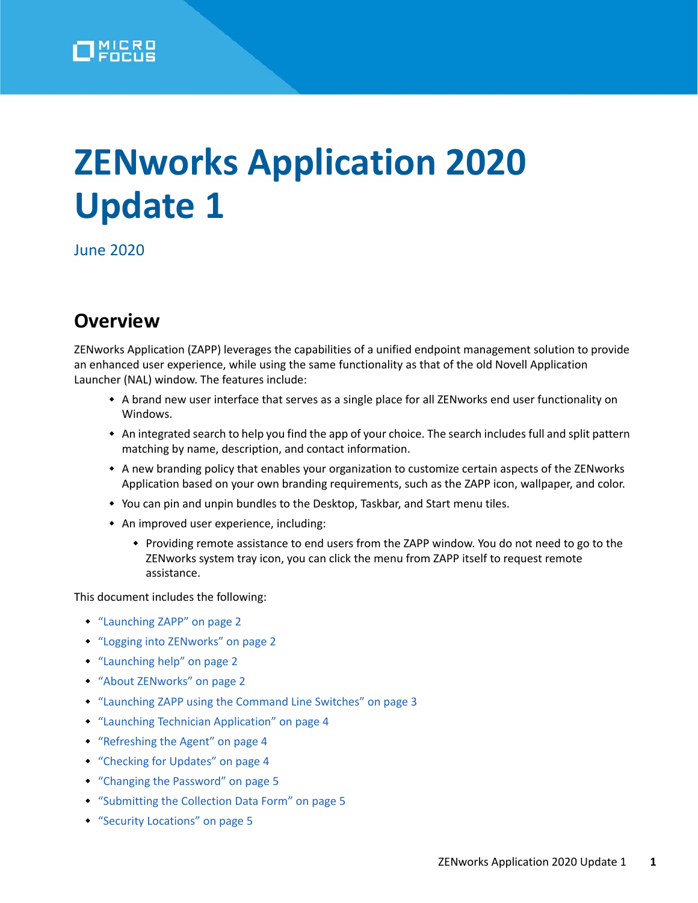# ZENworks Application 2020 Update 1

June 2020

## Overview

ZENworks Application (ZAPP) leverages the capabilities of a unified endpoint management solution to provide an enhanced user experience, while using the same functionality as that of the old Novell Application Launcher (NAL) window. The features include:

- A brand new user interface that serves as a single place for all ZENworks end user functionality on Windows.
- An integrated search to help you find the app of your choice. The search includes full and split pattern matching by name, description, and contact information.
- A new branding policy that enables your organization to customize certain aspects of the ZENworks Application based on your own branding requirements, such as the ZAPP icon, wallpaper, and color.
- You can pin and unpin bundles to the Desktop, Taskbar, and Start menu tiles.
- An improved user experience, including:
  - Providing remote assistance to end users from the ZAPP window. You do not need to go to the ZENworks system tray icon, you can click the menu from ZAPP itself to request remote assistance.

This document includes the following:

- "Launching ZAPP" on page 2
- "Logging into ZENworks" on page 2
- "Launching help" on page 2
- "About ZENworks" on page 2
- "Launching ZAPP using the Command Line Switches" on page 3
- "Launching Technician Application" on page 4
- "Refreshing the Agent" on page 4
- "Checking for Updates" on page 4
- "Changing the Password" on page 5
- "Submitting the Collection Data Form" on page 5
- "Security Locations" on page 5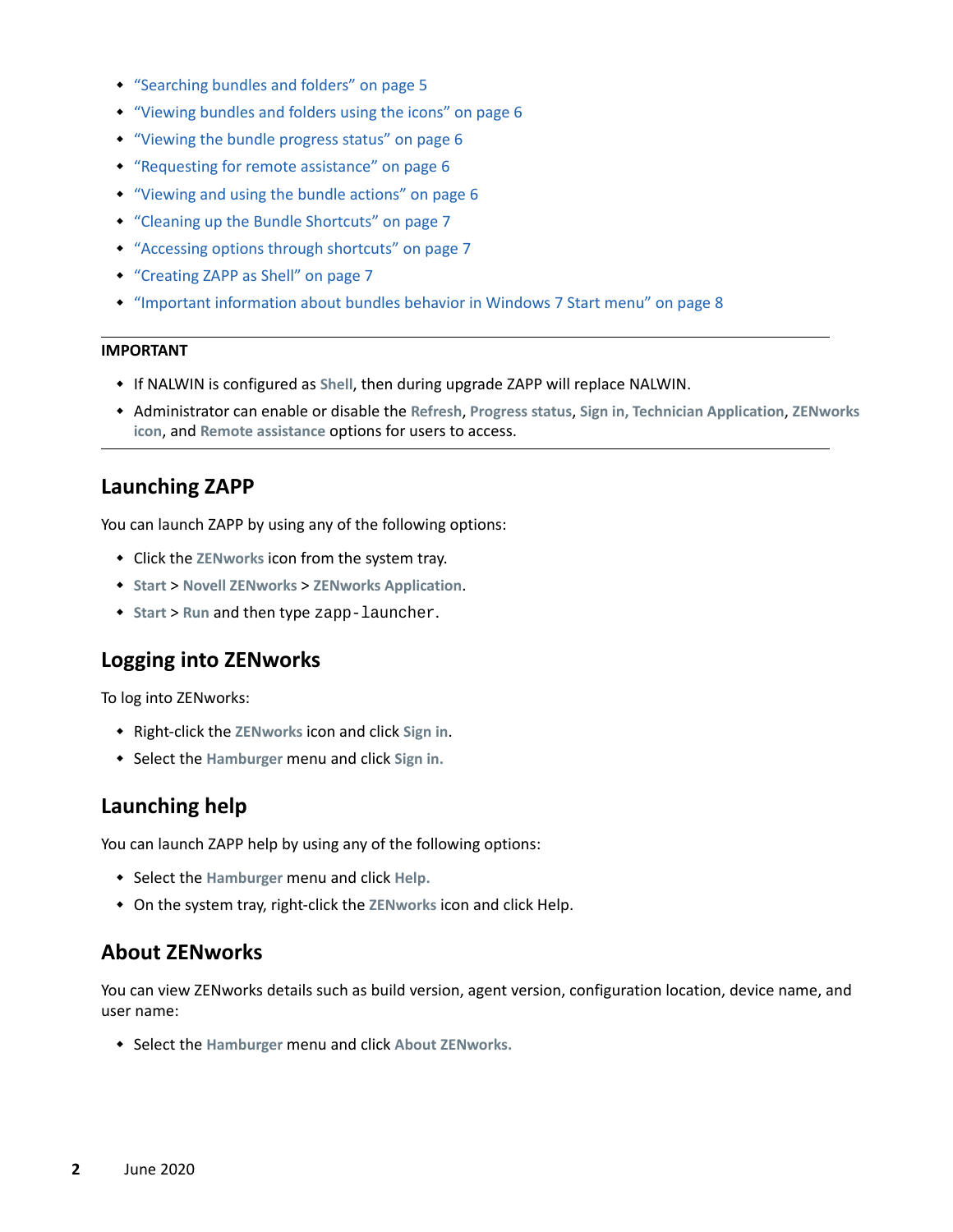- "Searching bundles and folders" on page 5
- "Viewing bundles and folders using the icons" on page 6
- "Viewing the bundle progress status" on page 6
- "Requesting for remote assistance" on page 6
- "Viewing and using the bundle actions" on page 6
- "Cleaning up the Bundle Shortcuts" on page 7
- "Accessing options through shortcuts" on page 7
- "Creating ZAPP as Shell" on page 7
- "Important information about bundles behavior in Windows 7 Start menu" on page 8

---

**IMPORTANT**

- If NALWIN is configured as **Shell**, then during upgrade ZAPP will replace NALWIN.
- Administrator can enable or disable the **Refresh**, **Progress status**, **Sign in, Technician Application**, **ZENworks icon**, and **Remote assistance** options for users to access.

---

## Launching ZAPP

You can launch ZAPP by using any of the following options:

- Click the **ZENworks** icon from the system tray.
- **Start** > **Novell ZENworks** > **ZENworks Application**.
- **Start** > **Run** and then type `zapp-launcher`.

## Logging into ZENworks

To log into ZENworks:

- Right-click the **ZENworks** icon and click **Sign in**.
- Select the **Hamburger** menu and click **Sign in.**

## Launching help

You can launch ZAPP help by using any of the following options:

- Select the **Hamburger** menu and click **Help.**
- On the system tray, right-click the **ZENworks** icon and click Help.

## About ZENworks

You can view ZENworks details such as build version, agent version, configuration location, device name, and user name:

- Select the **Hamburger** menu and click **About ZENworks.**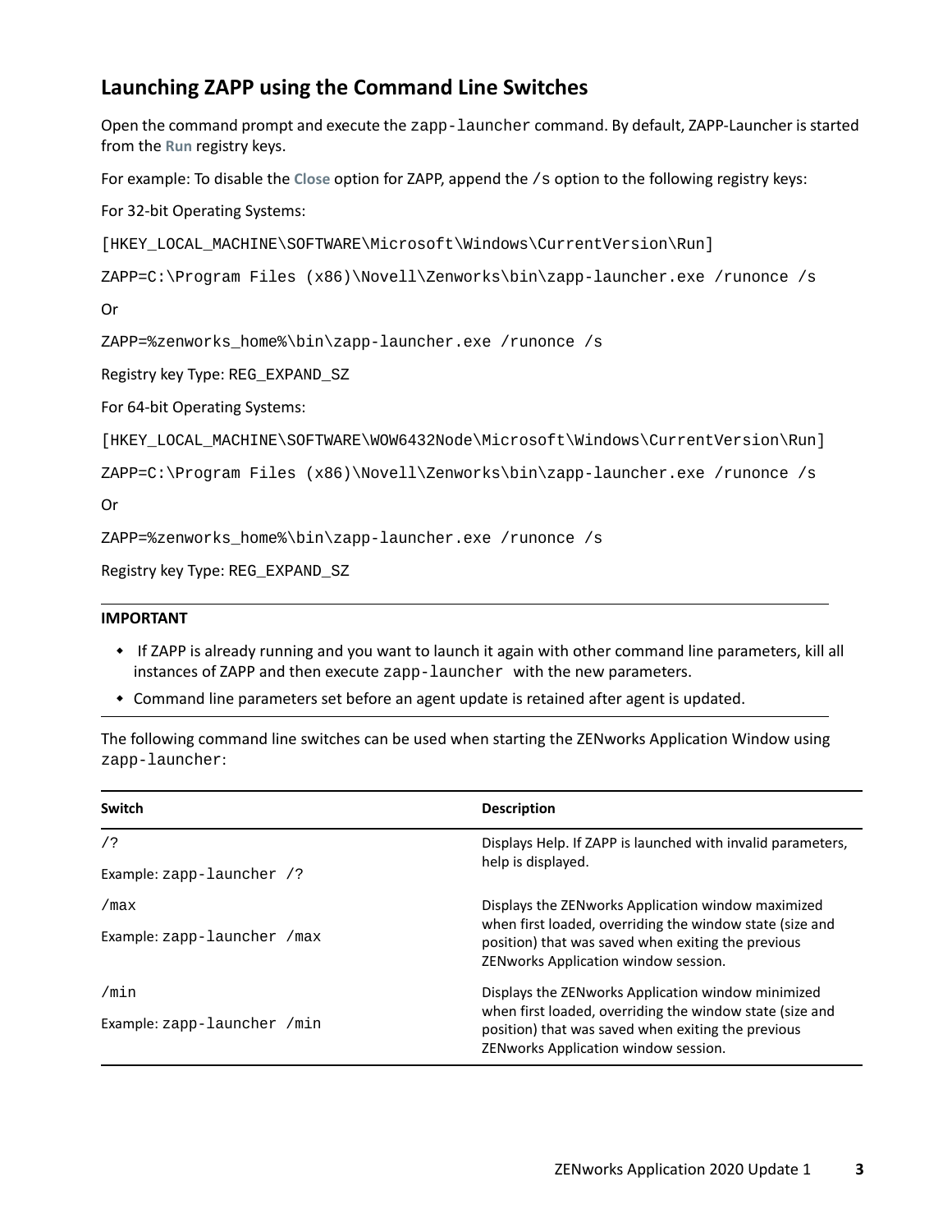## Launching ZAPP using the Command Line Switches

Open the command prompt and execute the `zapp-launcher` command. By default, ZAPP-Launcher is started from the **Run** registry keys.

For example: To disable the **Close** option for ZAPP, append the `/s` option to the following registry keys:

For 32-bit Operating Systems:

`[HKEY_LOCAL_MACHINE\SOFTWARE\Microsoft\Windows\CurrentVersion\Run]`

`ZAPP=C:\Program Files (x86)\Novell\Zenworks\bin\zapp-launcher.exe /runonce /s`

Or

`ZAPP=%zenworks_home%\bin\zapp-launcher.exe /runonce /s`

Registry key Type: `REG_EXPAND_SZ`

For 64-bit Operating Systems:

`[HKEY_LOCAL_MACHINE\SOFTWARE\WOW6432Node\Microsoft\Windows\CurrentVersion\Run]`

`ZAPP=C:\Program Files (x86)\Novell\Zenworks\bin\zapp-launcher.exe /runonce /s`

Or

`ZAPP=%zenworks_home%\bin\zapp-launcher.exe /runonce /s`

Registry key Type: `REG_EXPAND_SZ`

---

**IMPORTANT**

- If ZAPP is already running and you want to launch it again with other command line parameters, kill all instances of ZAPP and then execute `zapp-launcher` with the new parameters.
- Command line parameters set before an agent update is retained after agent is updated.

---

The following command line switches can be used when starting the ZENworks Application Window using `zapp-launcher`:

| Switch | Description |
|---|---|
| `/?`<br>Example: `zapp-launcher /?` | Displays Help. If ZAPP is launched with invalid parameters, help is displayed. |
| `/max`<br>Example: `zapp-launcher /max` | Displays the ZENworks Application window maximized when first loaded, overriding the window state (size and position) that was saved when exiting the previous ZENworks Application window session. |
| `/min`<br>Example: `zapp-launcher /min` | Displays the ZENworks Application window minimized when first loaded, overriding the window state (size and position) that was saved when exiting the previous ZENworks Application window session. |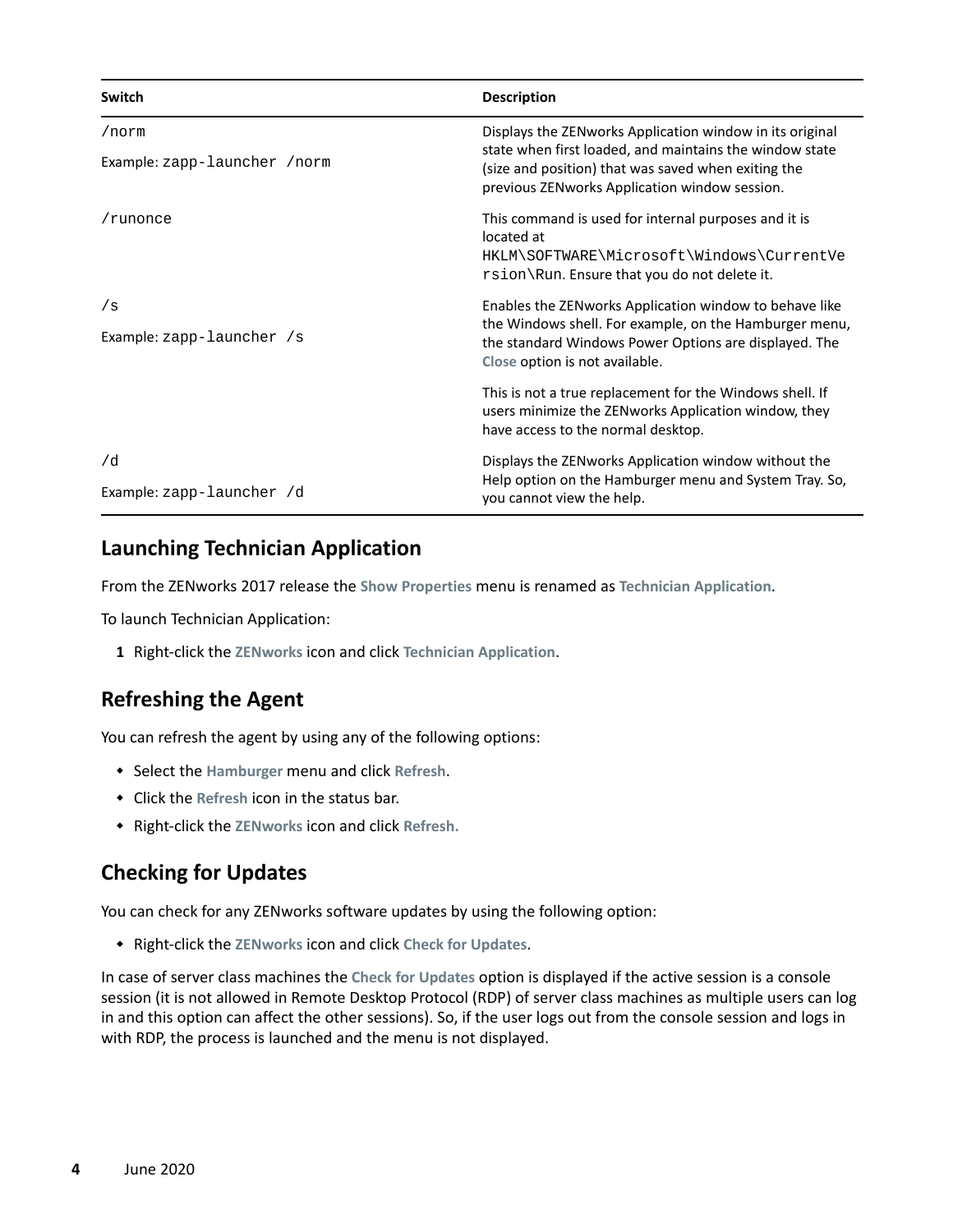| Switch | Description |
|---|---|
| /norm<br><br>Example: zapp-launcher /norm | Displays the ZENworks Application window in its original state when first loaded, and maintains the window state (size and position) that was saved when exiting the previous ZENworks Application window session. |
| /runonce | This command is used for internal purposes and it is located at HKLM\SOFTWARE\Microsoft\Windows\CurrentVersion\Run. Ensure that you do not delete it. |
| /s<br><br>Example: zapp-launcher /s | Enables the ZENworks Application window to behave like the Windows shell. For example, on the Hamburger menu, the standard Windows Power Options are displayed. The **Close** option is not available.<br><br>This is not a true replacement for the Windows shell. If users minimize the ZENworks Application window, they have access to the normal desktop. |
| /d<br><br>Example: zapp-launcher /d | Displays the ZENworks Application window without the Help option on the Hamburger menu and System Tray. So, you cannot view the help. |

## Launching Technician Application

From the ZENworks 2017 release the **Show Properties** menu is renamed as **Technician Application**.

To launch Technician Application:

1 Right-click the **ZENworks** icon and click **Technician Application**.

## Refreshing the Agent

You can refresh the agent by using any of the following options:

- Select the **Hamburger** menu and click **Refresh**.
- Click the **Refresh** icon in the status bar.
- Right-click the **ZENworks** icon and click **Refresh.**

## Checking for Updates

You can check for any ZENworks software updates by using the following option:

- Right-click the **ZENworks** icon and click **Check for Updates**.

In case of server class machines the **Check for Updates** option is displayed if the active session is a console session (it is not allowed in Remote Desktop Protocol (RDP) of server class machines as multiple users can log in and this option can affect the other sessions). So, if the user logs out from the console session and logs in with RDP, the process is launched and the menu is not displayed.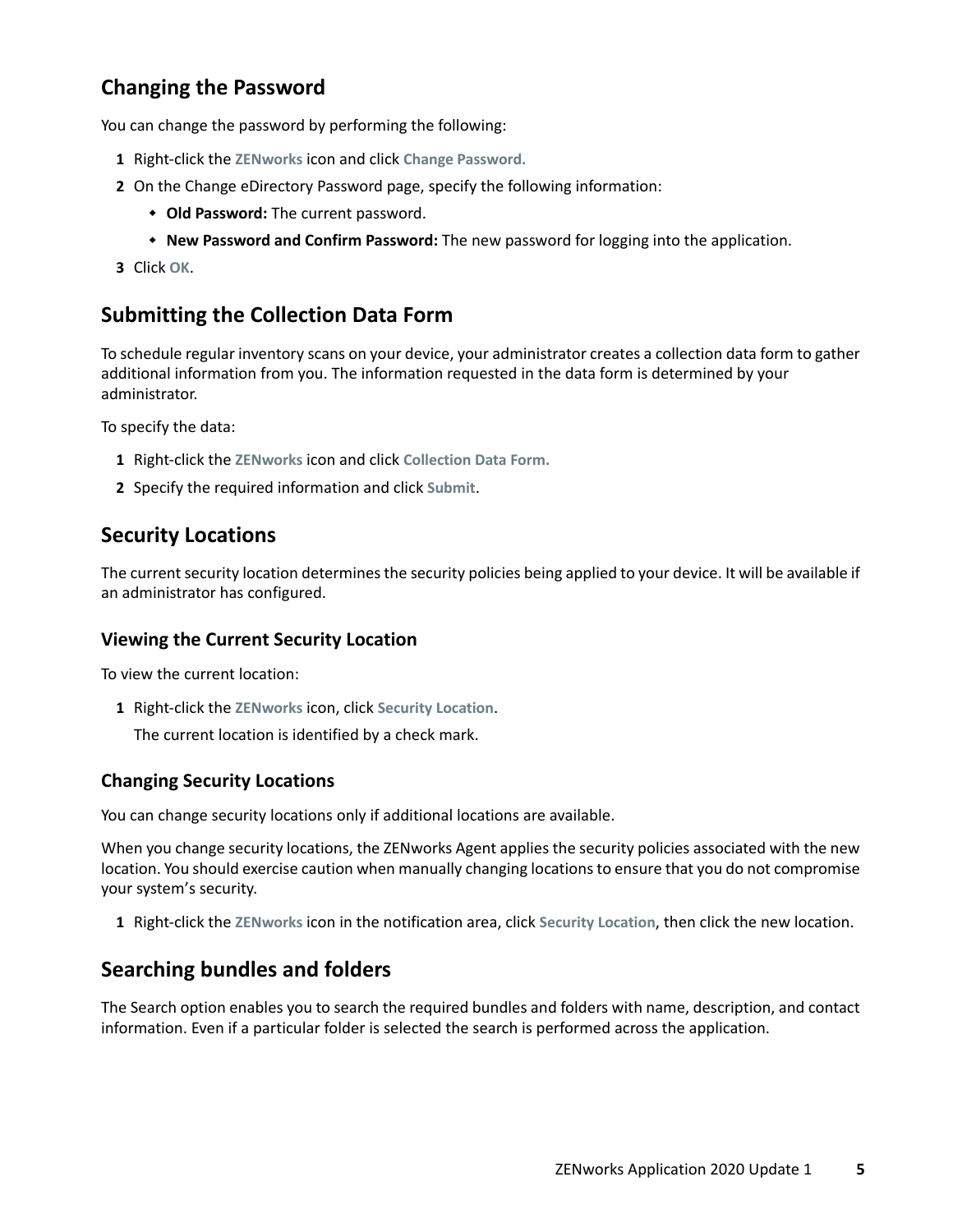## Changing the Password

You can change the password by performing the following:

1. Right-click the **ZENworks** icon and click **Change Password.**
2. On the Change eDirectory Password page, specify the following information:
   - **Old Password:** The current password.
   - **New Password and Confirm Password:** The new password for logging into the application.
3. Click **OK**.

## Submitting the Collection Data Form

To schedule regular inventory scans on your device, your administrator creates a collection data form to gather additional information from you. The information requested in the data form is determined by your administrator.

To specify the data:

1. Right-click the **ZENworks** icon and click **Collection Data Form.**
2. Specify the required information and click **Submit**.

## Security Locations

The current security location determines the security policies being applied to your device. It will be available if an administrator has configured.

### Viewing the Current Security Location

To view the current location:

1. Right-click the **ZENworks** icon, click **Security Location**.

   The current location is identified by a check mark.

### Changing Security Locations

You can change security locations only if additional locations are available.

When you change security locations, the ZENworks Agent applies the security policies associated with the new location. You should exercise caution when manually changing locations to ensure that you do not compromise your system's security.

1. Right-click the **ZENworks** icon in the notification area, click **Security Location**, then click the new location.

## Searching bundles and folders

The Search option enables you to search the required bundles and folders with name, description, and contact information. Even if a particular folder is selected the search is performed across the application.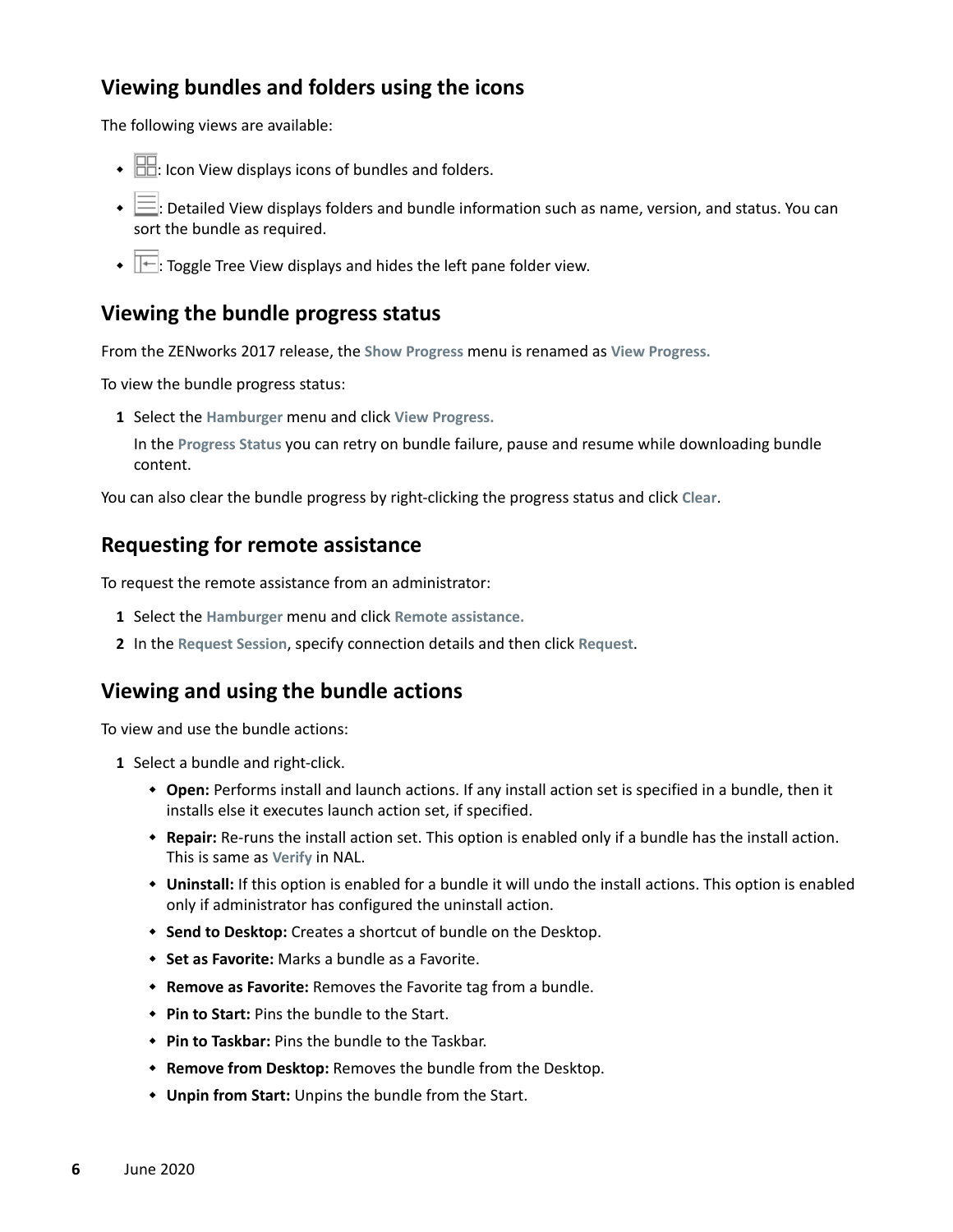## Viewing bundles and folders using the icons

The following views are available:

- : Icon View displays icons of bundles and folders.
- : Detailed View displays folders and bundle information such as name, version, and status. You can sort the bundle as required.
- : Toggle Tree View displays and hides the left pane folder view.

## Viewing the bundle progress status

From the ZENworks 2017 release, the **Show Progress** menu is renamed as **View Progress.**

To view the bundle progress status:

1 Select the **Hamburger** menu and click **View Progress.**

  In the **Progress Status** you can retry on bundle failure, pause and resume while downloading bundle content.

You can also clear the bundle progress by right-clicking the progress status and click **Clear**.

## Requesting for remote assistance

To request the remote assistance from an administrator:

1 Select the **Hamburger** menu and click **Remote assistance.**
2 In the **Request Session**, specify connection details and then click **Request**.

## Viewing and using the bundle actions

To view and use the bundle actions:

1 Select a bundle and right-click.
   - **Open:** Performs install and launch actions. If any install action set is specified in a bundle, then it installs else it executes launch action set, if specified.
   - **Repair:** Re-runs the install action set. This option is enabled only if a bundle has the install action. This is same as **Verify** in NAL.
   - **Uninstall:** If this option is enabled for a bundle it will undo the install actions. This option is enabled only if administrator has configured the uninstall action.
   - **Send to Desktop:** Creates a shortcut of bundle on the Desktop.
   - **Set as Favorite:** Marks a bundle as a Favorite.
   - **Remove as Favorite:** Removes the Favorite tag from a bundle.
   - **Pin to Start:** Pins the bundle to the Start.
   - **Pin to Taskbar:** Pins the bundle to the Taskbar.
   - **Remove from Desktop:** Removes the bundle from the Desktop.
   - **Unpin from Start:** Unpins the bundle from the Start.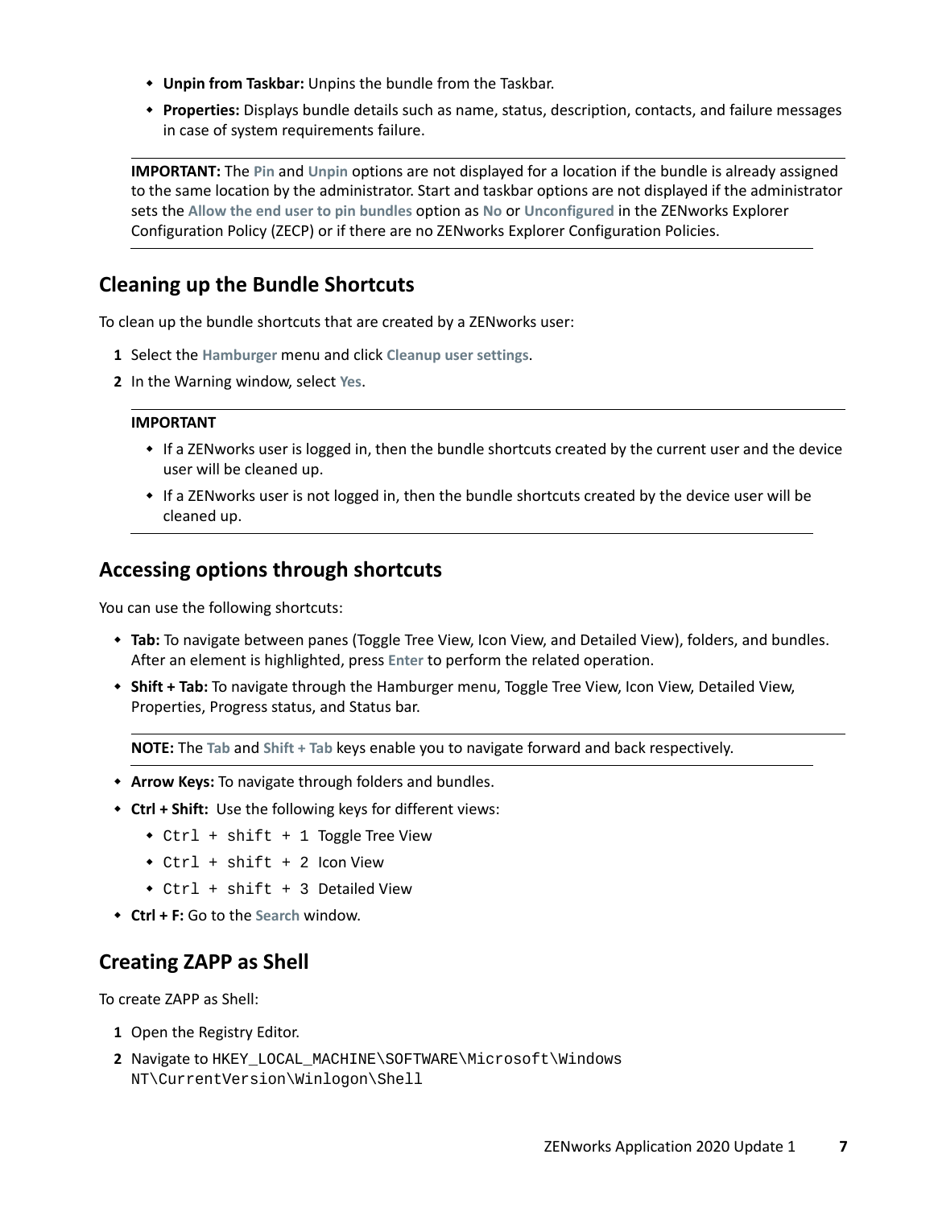- **Unpin from Taskbar:** Unpins the bundle from the Taskbar.
- **Properties:** Displays bundle details such as name, status, description, contacts, and failure messages in case of system requirements failure.

---

**IMPORTANT:** The **Pin** and **Unpin** options are not displayed for a location if the bundle is already assigned to the same location by the administrator. Start and taskbar options are not displayed if the administrator sets the **Allow the end user to pin bundles** option as **No** or **Unconfigured** in the ZENworks Explorer Configuration Policy (ZECP) or if there are no ZENworks Explorer Configuration Policies.

---

## Cleaning up the Bundle Shortcuts

To clean up the bundle shortcuts that are created by a ZENworks user:

1. Select the **Hamburger** menu and click **Cleanup user settings**.
2. In the Warning window, select **Yes**.

---

**IMPORTANT**

- If a ZENworks user is logged in, then the bundle shortcuts created by the current user and the device user will be cleaned up.
- If a ZENworks user is not logged in, then the bundle shortcuts created by the device user will be cleaned up.

---

## Accessing options through shortcuts

You can use the following shortcuts:

- **Tab:** To navigate between panes (Toggle Tree View, Icon View, and Detailed View), folders, and bundles. After an element is highlighted, press **Enter** to perform the related operation.
- **Shift + Tab:** To navigate through the Hamburger menu, Toggle Tree View, Icon View, Detailed View, Properties, Progress status, and Status bar.

---

**NOTE:** The **Tab** and **Shift + Tab** keys enable you to navigate forward and back respectively.

---

- **Arrow Keys:** To navigate through folders and bundles.
- **Ctrl + Shift:** Use the following keys for different views:
  - `Ctrl + shift + 1` Toggle Tree View
  - `Ctrl + shift + 2` Icon View
  - `Ctrl + shift + 3` Detailed View
- **Ctrl + F:** Go to the **Search** window.

## Creating ZAPP as Shell

To create ZAPP as Shell:

1. Open the Registry Editor.
2. Navigate to `HKEY_LOCAL_MACHINE\SOFTWARE\Microsoft\Windows NT\CurrentVersion\Winlogon\Shell`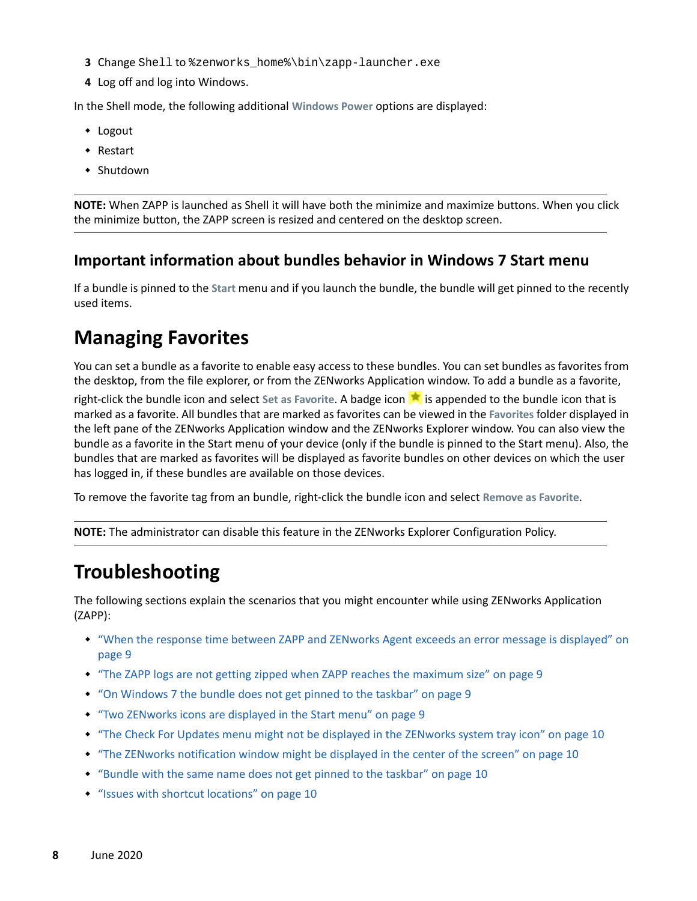3 Change `Shell` to `%zenworks_home%\bin\zapp-launcher.exe`

4 Log off and log into Windows.

In the Shell mode, the following additional **Windows Power** options are displayed:

- Logout
- Restart
- Shutdown

**NOTE:** When ZAPP is launched as Shell it will have both the minimize and maximize buttons. When you click the minimize button, the ZAPP screen is resized and centered on the desktop screen.

### Important information about bundles behavior in Windows 7 Start menu

If a bundle is pinned to the **Start** menu and if you launch the bundle, the bundle will get pinned to the recently used items.

## Managing Favorites

You can set a bundle as a favorite to enable easy access to these bundles. You can set bundles as favorites from the desktop, from the file explorer, or from the ZENworks Application window. To add a bundle as a favorite, right-click the bundle icon and select **Set as Favorite**. A badge icon is appended to the bundle icon that is marked as a favorite. All bundles that are marked as favorites can be viewed in the **Favorites** folder displayed in the left pane of the ZENworks Application window and the ZENworks Explorer window. You can also view the bundle as a favorite in the Start menu of your device (only if the bundle is pinned to the Start menu). Also, the bundles that are marked as favorites will be displayed as favorite bundles on other devices on which the user has logged in, if these bundles are available on those devices.

To remove the favorite tag from an bundle, right-click the bundle icon and select **Remove as Favorite**.

**NOTE:** The administrator can disable this feature in the ZENworks Explorer Configuration Policy.

## Troubleshooting

The following sections explain the scenarios that you might encounter while using ZENworks Application (ZAPP):

- "When the response time between ZAPP and ZENworks Agent exceeds an error message is displayed" on page 9
- "The ZAPP logs are not getting zipped when ZAPP reaches the maximum size" on page 9
- "On Windows 7 the bundle does not get pinned to the taskbar" on page 9
- "Two ZENworks icons are displayed in the Start menu" on page 9
- "The Check For Updates menu might not be displayed in the ZENworks system tray icon" on page 10
- "The ZENworks notification window might be displayed in the center of the screen" on page 10
- "Bundle with the same name does not get pinned to the taskbar" on page 10
- "Issues with shortcut locations" on page 10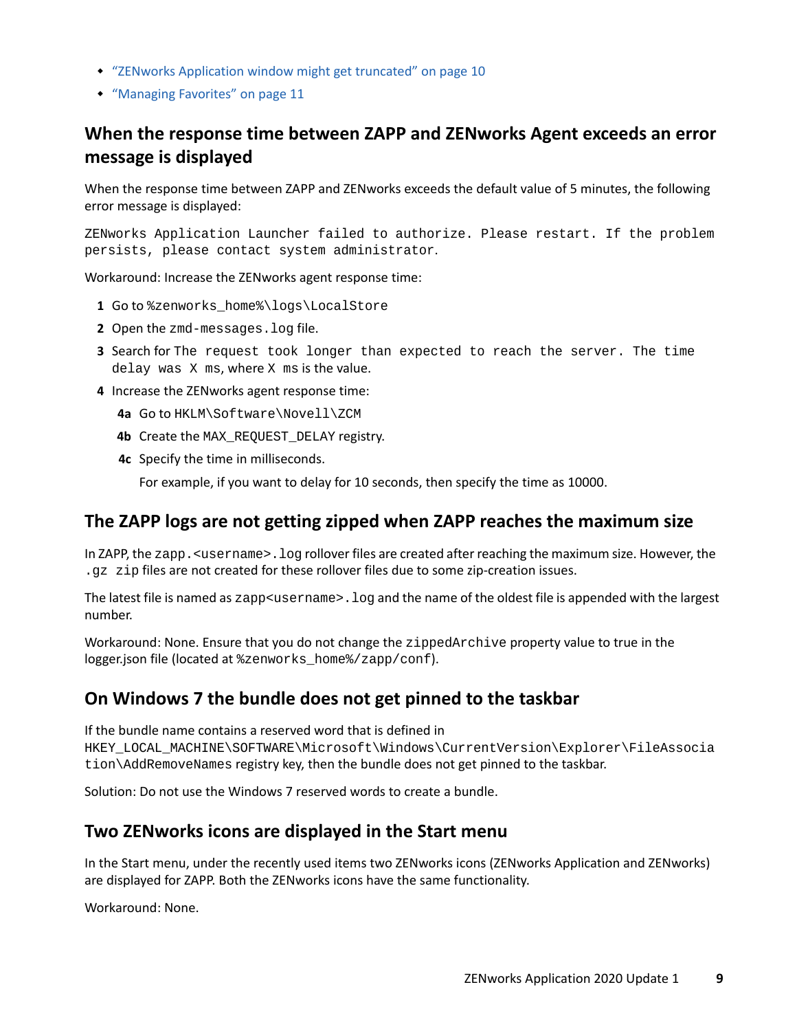- “ZENworks Application window might get truncated” on page 10
- “Managing Favorites” on page 11

## When the response time between ZAPP and ZENworks Agent exceeds an error message is displayed

When the response time between ZAPP and ZENworks exceeds the default value of 5 minutes, the following error message is displayed:

```
ZENworks Application Launcher failed to authorize. Please restart. If the problem persists, please contact system administrator.
```

Workaround: Increase the ZENworks agent response time:

1. Go to `%zenworks_home%\logs\LocalStore`
2. Open the `zmd-messages.log` file.
3. Search for `The request took longer than expected to reach the server. The time delay was X ms`, where `X ms` is the value.
4. Increase the ZENworks agent response time:
   - 4a Go to `HKLM\Software\Novell\ZCM`
   - 4b Create the `MAX_REQUEST_DELAY` registry.
   - 4c Specify the time in milliseconds.

     For example, if you want to delay for 10 seconds, then specify the time as 10000.

## The ZAPP logs are not getting zipped when ZAPP reaches the maximum size

In ZAPP, the `zapp.<username>.log` rollover files are created after reaching the maximum size. However, the `.gz zip` files are not created for these rollover files due to some zip-creation issues.

The latest file is named as `zapp<username>.log` and the name of the oldest file is appended with the largest number.

Workaround: None. Ensure that you do not change the `zippedArchive` property value to true in the logger.json file (located at `%zenworks_home%/zapp/conf`).

## On Windows 7 the bundle does not get pinned to the taskbar

If the bundle name contains a reserved word that is defined in `HKEY_LOCAL_MACHINE\SOFTWARE\Microsoft\Windows\CurrentVersion\Explorer\FileAssociation\AddRemoveNames` registry key, then the bundle does not get pinned to the taskbar.

Solution: Do not use the Windows 7 reserved words to create a bundle.

## Two ZENworks icons are displayed in the Start menu

In the Start menu, under the recently used items two ZENworks icons (ZENworks Application and ZENworks) are displayed for ZAPP. Both the ZENworks icons have the same functionality.

Workaround: None.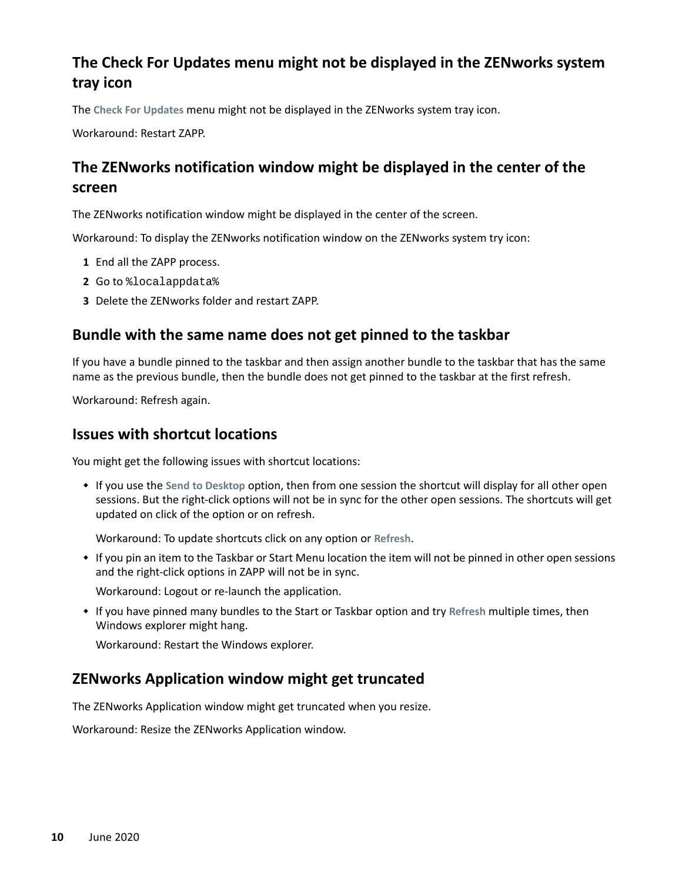## The Check For Updates menu might not be displayed in the ZENworks system tray icon

The **Check For Updates** menu might not be displayed in the ZENworks system tray icon.

Workaround: Restart ZAPP.

## The ZENworks notification window might be displayed in the center of the screen

The ZENworks notification window might be displayed in the center of the screen.

Workaround: To display the ZENworks notification window on the ZENworks system try icon:

1. End all the ZAPP process.
2. Go to `%localappdata%`
3. Delete the ZENworks folder and restart ZAPP.

## Bundle with the same name does not get pinned to the taskbar

If you have a bundle pinned to the taskbar and then assign another bundle to the taskbar that has the same name as the previous bundle, then the bundle does not get pinned to the taskbar at the first refresh.

Workaround: Refresh again.

## Issues with shortcut locations

You might get the following issues with shortcut locations:

- If you use the **Send to Desktop** option, then from one session the shortcut will display for all other open sessions. But the right-click options will not be in sync for the other open sessions. The shortcuts will get updated on click of the option or on refresh.

  Workaround: To update shortcuts click on any option or **Refresh**.
- If you pin an item to the Taskbar or Start Menu location the item will not be pinned in other open sessions and the right-click options in ZAPP will not be in sync.

  Workaround: Logout or re-launch the application.
- If you have pinned many bundles to the Start or Taskbar option and try **Refresh** multiple times, then Windows explorer might hang.

  Workaround: Restart the Windows explorer.

## ZENworks Application window might get truncated

The ZENworks Application window might get truncated when you resize.

Workaround: Resize the ZENworks Application window.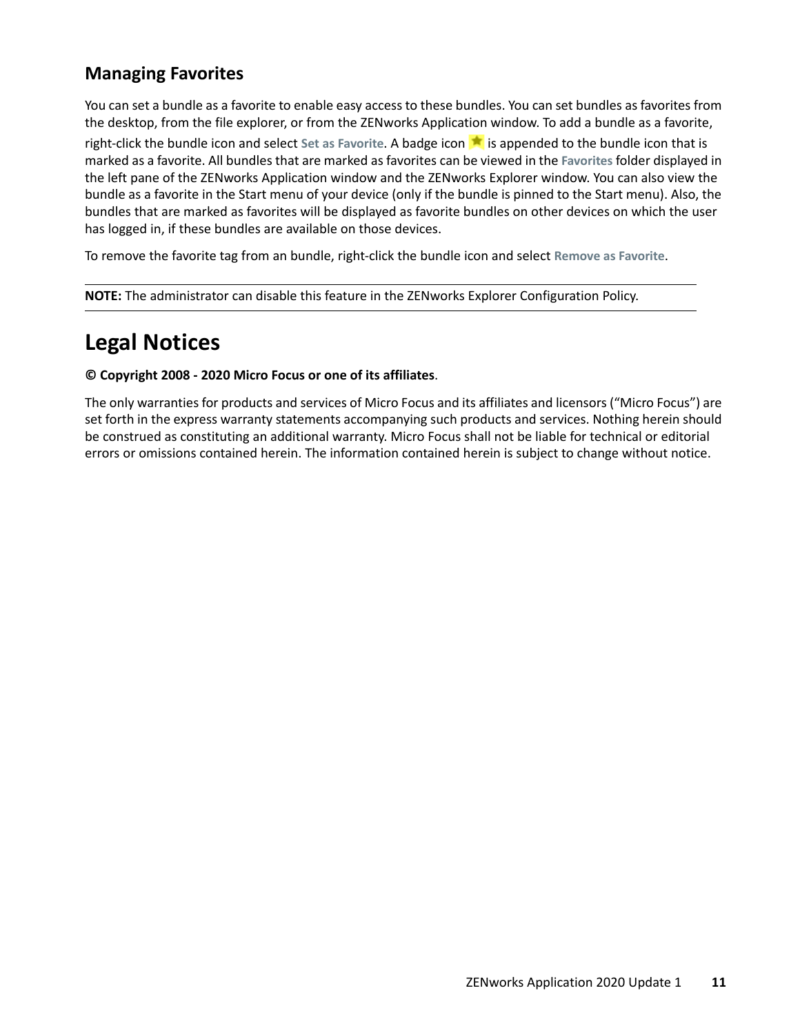### Managing Favorites

You can set a bundle as a favorite to enable easy access to these bundles. You can set bundles as favorites from the desktop, from the file explorer, or from the ZENworks Application window. To add a bundle as a favorite, right-click the bundle icon and select **Set as Favorite**. A badge icon is appended to the bundle icon that is marked as a favorite. All bundles that are marked as favorites can be viewed in the **Favorites** folder displayed in the left pane of the ZENworks Application window and the ZENworks Explorer window. You can also view the bundle as a favorite in the Start menu of your device (only if the bundle is pinned to the Start menu). Also, the bundles that are marked as favorites will be displayed as favorite bundles on other devices on which the user has logged in, if these bundles are available on those devices.

To remove the favorite tag from an bundle, right-click the bundle icon and select **Remove as Favorite**.

---

**NOTE:** The administrator can disable this feature in the ZENworks Explorer Configuration Policy.

---

# Legal Notices

**© Copyright 2008 - 2020 Micro Focus or one of its affiliates**.

The only warranties for products and services of Micro Focus and its affiliates and licensors ("Micro Focus") are set forth in the express warranty statements accompanying such products and services. Nothing herein should be construed as constituting an additional warranty. Micro Focus shall not be liable for technical or editorial errors or omissions contained herein. The information contained herein is subject to change without notice.